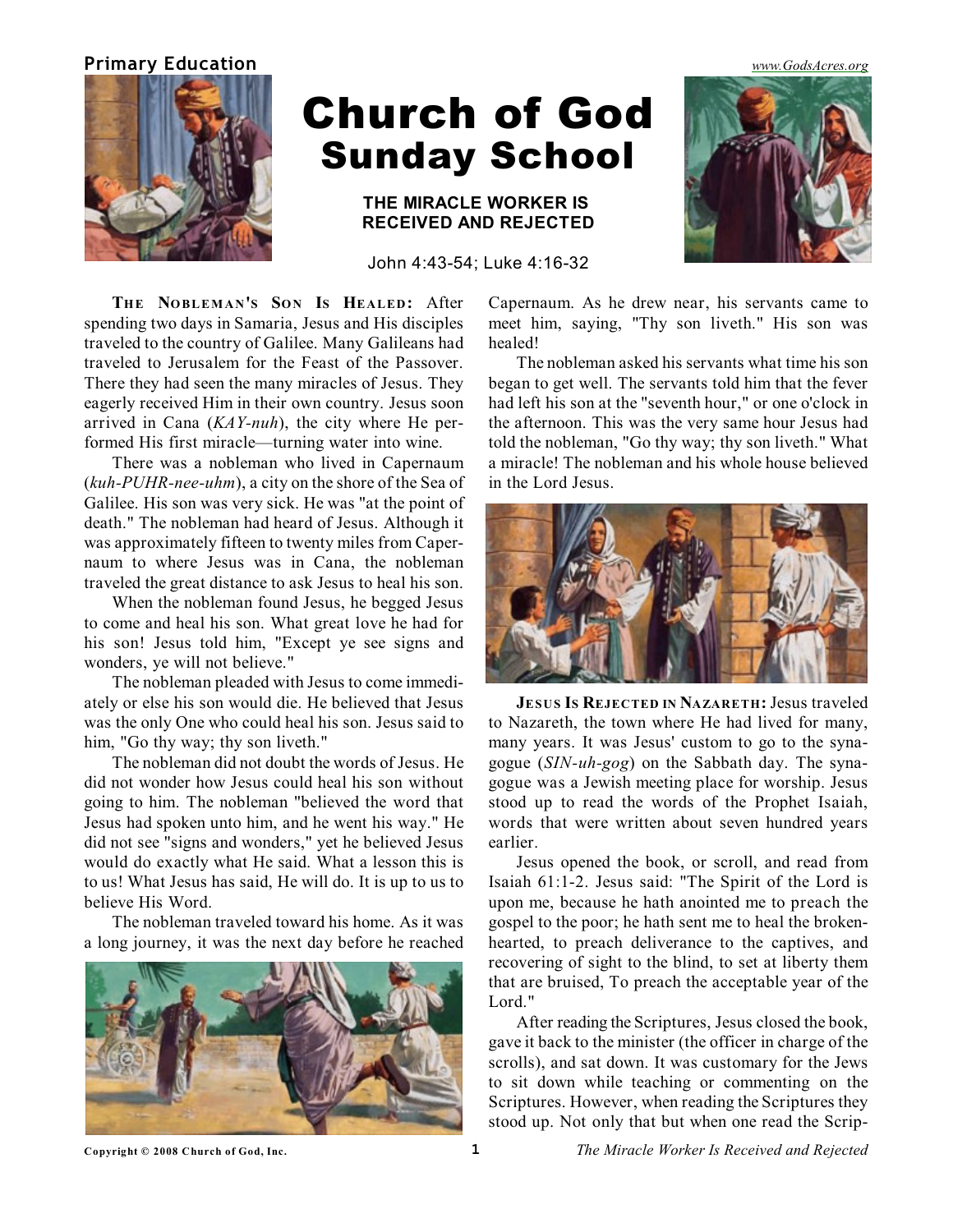Primary Education

www.GodsAcres.org

# Church of God Sunday School

## THE MIRACLE WORKER IS RECEIVED AND REJECTED

John 4:43-54; Luke 4:16-32

**THE NOBLEMAN'S SON IS HEALED:** After spending two days in Samaria, Jesus and His disciples traveled to the country of Galilee. Many Galileans had traveled to Jerusalem for the Feast of the Passover. There they had seen the many miracles of Jesus. They eagerly received Him in their own country. Jesus soon arrived in Cana (*KAY-nuh*), the city where He performed His first miracle—turning water into wine.

There was a nobleman who lived in Capernaum (*kuh-PUHR-nee-uhm*), a city on the shore of the Sea of Galilee. His son was very sick. He was "at the point of death." The nobleman had heard of Jesus. Although it was approximately fifteen to twenty miles from Capernaum to where Jesus was in Cana, the nobleman traveled the great distance to ask Jesus to heal his son.

When the nobleman found Jesus, he begged Jesus to come and heal his son. What great love he had for his son! Jesus told him, "Except ye see signs and wonders, ye will not believe."

The nobleman pleaded with Jesus to come immediately or else his son would die. He believed that Jesus was the only One who could heal his son. Jesus said to him, "Go thy way; thy son liveth."

The nobleman did not doubt the words of Jesus. He did not wonder how Jesus could heal his son without going to him. The nobleman "believed the word that Jesus had spoken unto him, and he went his way." He did not see "signs and wonders," yet he believed Jesus would do exactly what He said. What a lesson this is to us! What Jesus has said, He will do. It is up to us to believe His Word.

The nobleman traveled toward his home. As it was a long journey, it was the next day before he reached Capernaum. As he drew near, his servants came to meet him, saying, "Thy son liveth." His son was healed!

The nobleman asked his servants what time his son began to get well. The servants told him that the fever had left his son at the "seventh hour," or one o'clock in the afternoon. This was the very same hour Jesus had told the nobleman, "Go thy way; thy son liveth." What a miracle! The nobleman and his whole house believed in the Lord Jesus.

**JESUS IS REJECTED IN NAZARETH:** Jesus traveled to Nazareth, the town where He had lived for many, many years. It was Jesus' custom to go to the synagogue (*SIN-uh-gog*) on the Sabbath day. The synagogue was a Jewish meeting place for worship. Jesus stood up to read the words of the Prophet Isaiah, words that were written about seven hundred years earlier.

Jesus opened the book, or scroll, and read from Isaiah 61:1-2. Jesus said: "The Spirit of the Lord is upon me, because he hath anointed me to preach the gospel to the poor; he hath sent me to heal the brokenhearted, to preach deliverance to the captives, and recovering of sight to the blind, to set at liberty them that are bruised, To preach the acceptable year of the Lord."

After reading the Scriptures, Jesus closed the book, gave it back to the minister (the officer in charge of the scrolls), and sat down. It was customary for the Jews to sit down while teaching or commenting on the Scriptures. However, when reading the Scriptures they stood up. Not only that but when one read the Scrip-

Copyright © 2008 Church of God, Inc.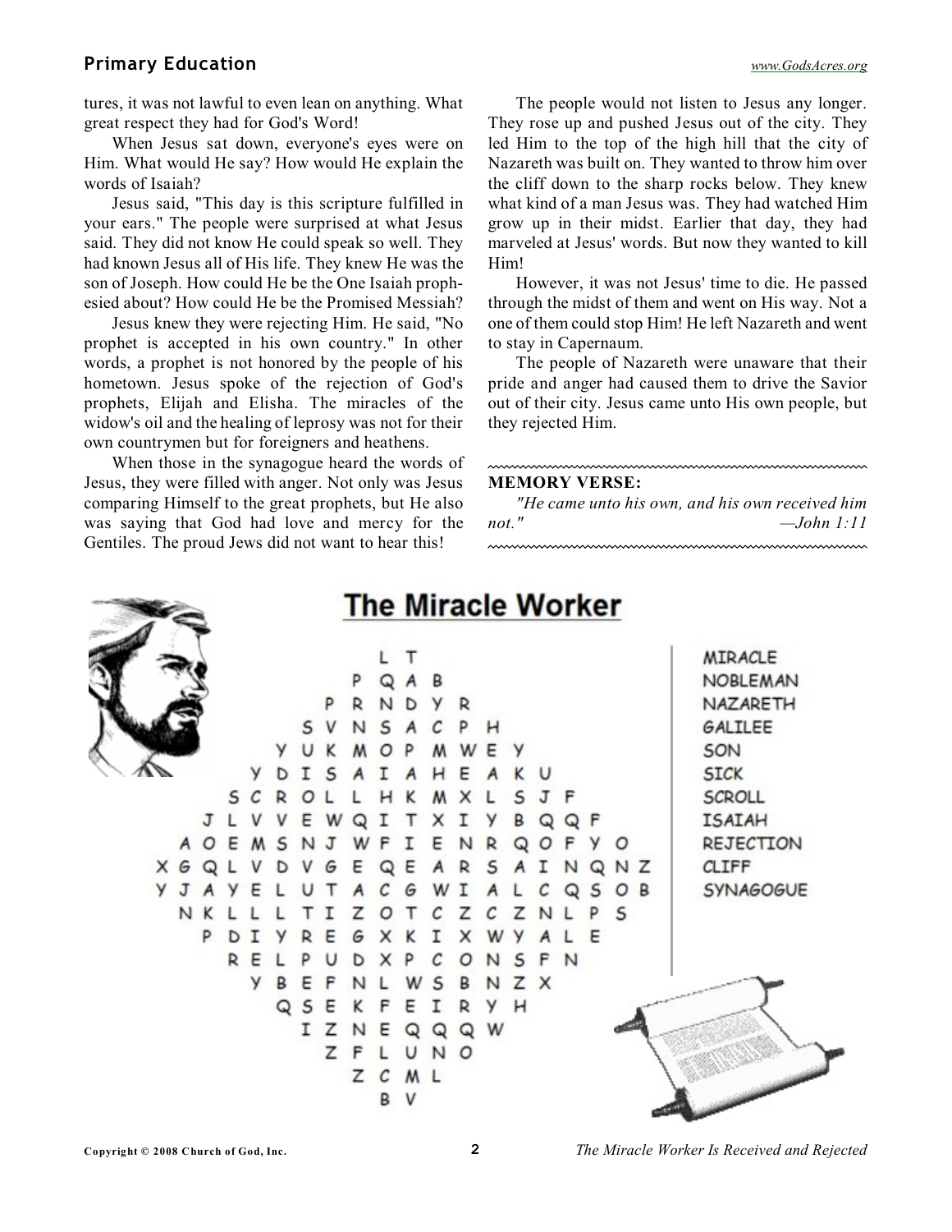tures, it was not lawful to even lean on anything. What great respect they had for God's Word!

When Jesus sat down, everyone's eyes were on Him. What would He say? How would He explain the words of Isaiah?

Jesus said, "This day is this scripture fulfilled in your ears." The people were surprised at what Jesus said. They did not know He could speak so well. They had known Jesus all of His life. They knew He was the son of Joseph. How could He be the One Isaiah prophesied about? How could He be the Promised Messiah?

Jesus knew they were rejecting Him. He said, "No prophet is accepted in his own country." In other words, a prophet is not honored by the people of his hometown. Jesus spoke of the rejection of God's prophets, Elijah and Elisha. The miracles of the widow's oil and the healing of leprosy was not for their own countrymen but for foreigners and heathens.

When those in the synagogue heard the words of Jesus, they were filled with anger. Not only was Jesus comparing Himself to the great prophets, but He also was saying that God had love and mercy for the Gentiles. The proud Jews did not want to hear this!

The people would not listen to Jesus any longer. They rose up and pushed Jesus out of the city. They led Him to the top of the high hill that the city of Nazareth was built on. They wanted to throw him over the cliff down to the sharp rocks below. They knew what kind of a man Jesus was. They had watched Him grow up in their midst. Earlier that day, they had marveled at Jesus' words. But now they wanted to kill Him!

However, it was not Jesus' time to die. He passed through the midst of them and went on His way. Not a one of them could stop Him! He left Nazareth and went to stay in Capernaum.

The people of Nazareth were unaware that their pride and anger had caused them to drive the Savior out of their city. Jesus came unto His own people, but they rejected Him.

**MEMORY VERSE:**

*"He came unto his own, and his own received him not."* —*John 1:11*

## The Miracle Worker

```
                L T
              P Q A B
            P R N D Y R
          S V N S A C P H
        Y U K M O P M W E Y
      Y D I S A I A H E A K U
    S C R O L L H K M X L S J F
  J L V V E W Q I T X I Y B Q Q F
A O E M S N J W F I E N R Q O F Y O
X G Q L V D V G E Q E A R S A I N Q N Z
Y J A Y E L U T A C G W I A L C Q S O B
  N K L L L T I Z O T C Z C Z N L P S
    P D I Y R E G X K I X W Y A L E
      R E L P U D X P C O N S F N
        Y B E F N L W S B N Z X
          Q S E K F E I R Y H
            I Z N E Q Q Q W
              Z F L U N O
                Z C M L
                  B V
```

MIRACLE
NOBLEMAN
NAZARETH
GALILEE
SON
SICK
SCROLL
ISAIAH
REJECTION
CLIFF
SYNAGOGUE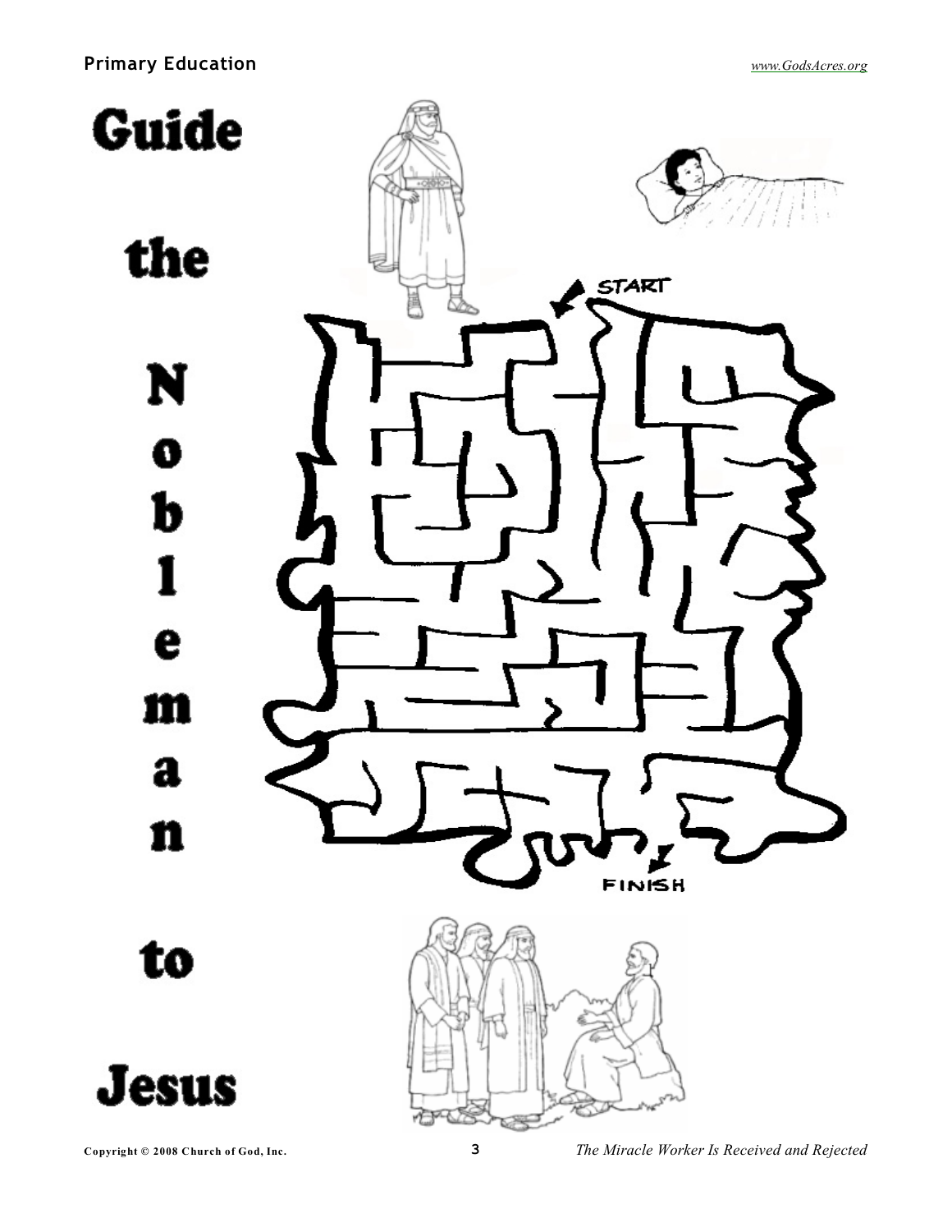# Guide the Noblemen to Jesus

START

FINISH

# Guide the Nobleman to Jesus

START

FINISH